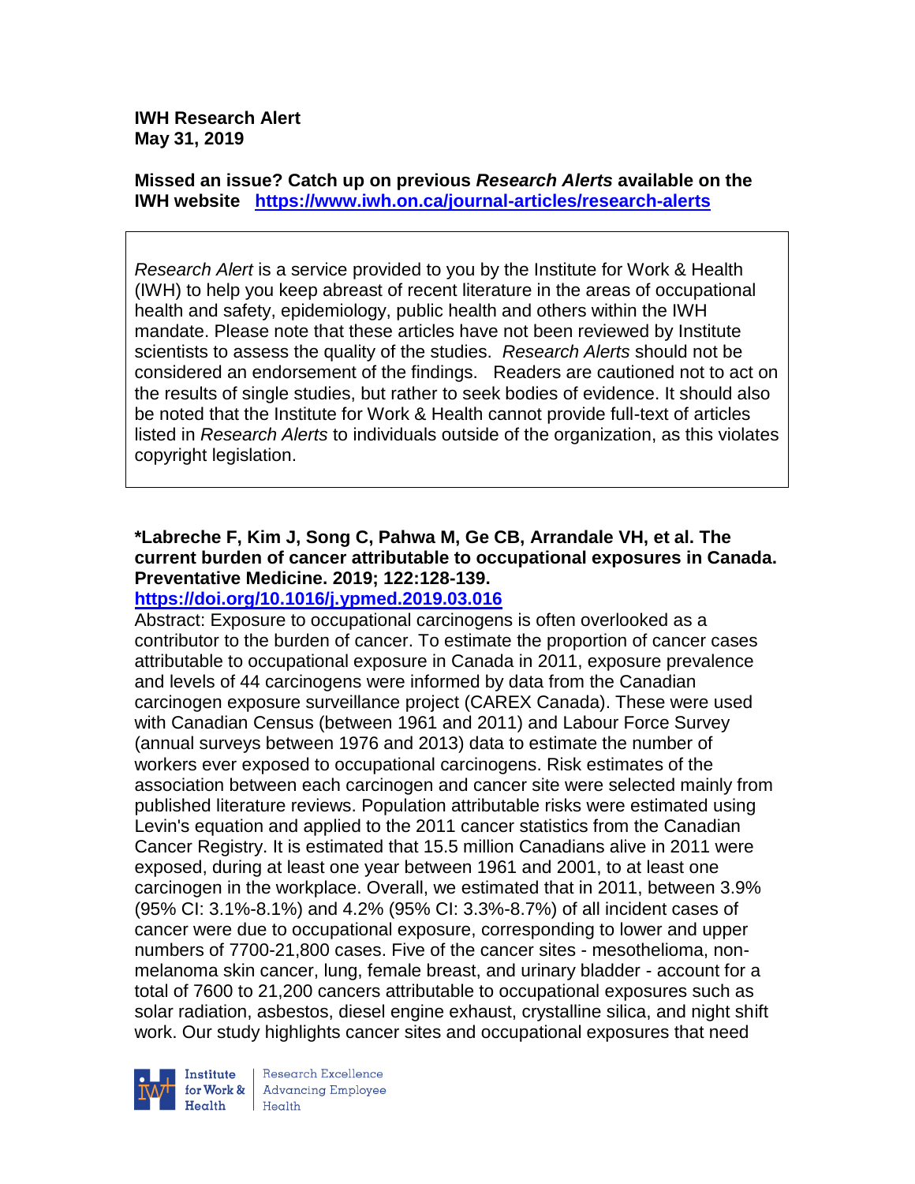**IWH Research Alert**
**May 31, 2019**

**Missed an issue? Catch up on previous *Research Alerts* available on the IWH website** **https://www.iwh.on.ca/journal-articles/research-alerts**

*Research Alert* is a service provided to you by the Institute for Work & Health (IWH) to help you keep abreast of recent literature in the areas of occupational health and safety, epidemiology, public health and others within the IWH mandate. Please note that these articles have not been reviewed by Institute scientists to assess the quality of the studies. *Research Alerts* should not be considered an endorsement of the findings. Readers are cautioned not to act on the results of single studies, but rather to seek bodies of evidence. It should also be noted that the Institute for Work & Health cannot provide full-text of articles listed in *Research Alerts* to individuals outside of the organization, as this violates copyright legislation.

**\*Labreche F, Kim J, Song C, Pahwa M, Ge CB, Arrandale VH, et al. The current burden of cancer attributable to occupational exposures in Canada. Preventative Medicine. 2019; 122:128-139.**
**https://doi.org/10.1016/j.ypmed.2019.03.016**

Abstract: Exposure to occupational carcinogens is often overlooked as a contributor to the burden of cancer. To estimate the proportion of cancer cases attributable to occupational exposure in Canada in 2011, exposure prevalence and levels of 44 carcinogens were informed by data from the Canadian carcinogen exposure surveillance project (CAREX Canada). These were used with Canadian Census (between 1961 and 2011) and Labour Force Survey (annual surveys between 1976 and 2013) data to estimate the number of workers ever exposed to occupational carcinogens. Risk estimates of the association between each carcinogen and cancer site were selected mainly from published literature reviews. Population attributable risks were estimated using Levin's equation and applied to the 2011 cancer statistics from the Canadian Cancer Registry. It is estimated that 15.5 million Canadians alive in 2011 were exposed, during at least one year between 1961 and 2001, to at least one carcinogen in the workplace. Overall, we estimated that in 2011, between 3.9% (95% CI: 3.1%-8.1%) and 4.2% (95% CI: 3.3%-8.7%) of all incident cases of cancer were due to occupational exposure, corresponding to lower and upper numbers of 7700-21,800 cases. Five of the cancer sites - mesothelioma, non-melanoma skin cancer, lung, female breast, and urinary bladder - account for a total of 7600 to 21,200 cancers attributable to occupational exposures such as solar radiation, asbestos, diesel engine exhaust, crystalline silica, and night shift work. Our study highlights cancer sites and occupational exposures that need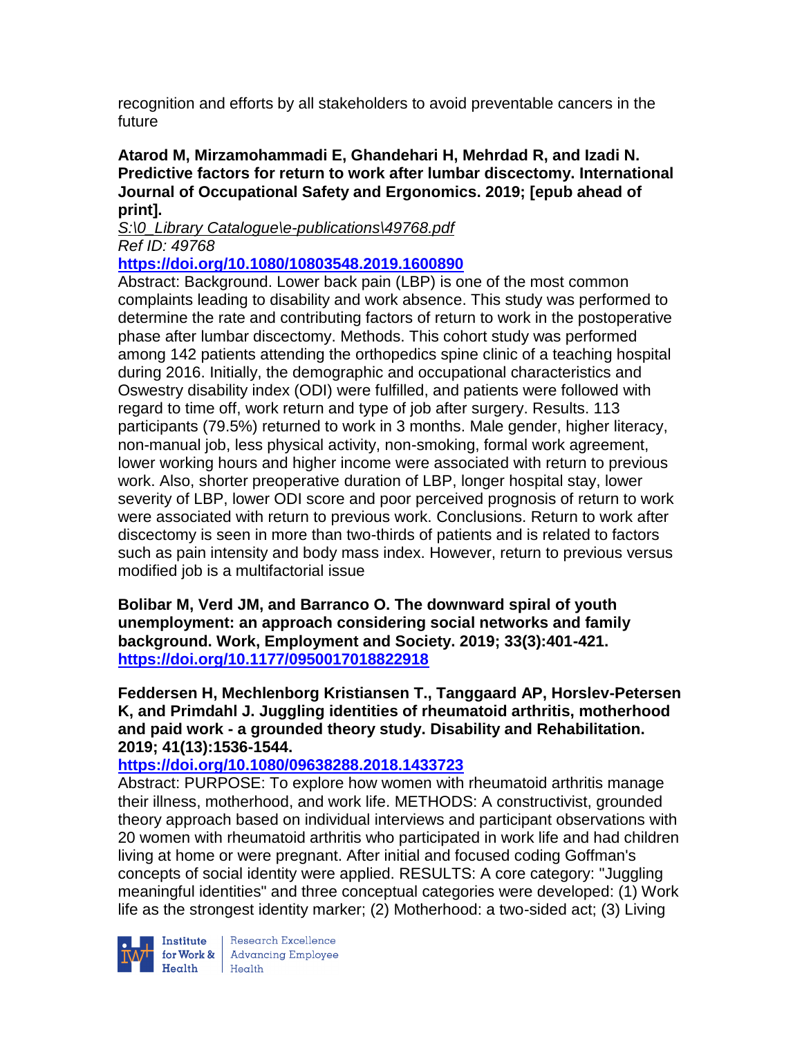recognition and efforts by all stakeholders to avoid preventable cancers in the future

**Atarod M, Mirzamohammadi E, Ghandehari H, Mehrdad R, and Izadi N. Predictive factors for return to work after lumbar discectomy. International Journal of Occupational Safety and Ergonomics. 2019; [epub ahead of print].**

*S:\0_Library Catalogue\e-publications\49768.pdf*

*Ref ID: 49768*

**https://doi.org/10.1080/10803548.2019.1600890**

Abstract: Background. Lower back pain (LBP) is one of the most common complaints leading to disability and work absence. This study was performed to determine the rate and contributing factors of return to work in the postoperative phase after lumbar discectomy. Methods. This cohort study was performed among 142 patients attending the orthopedics spine clinic of a teaching hospital during 2016. Initially, the demographic and occupational characteristics and Oswestry disability index (ODI) were fulfilled, and patients were followed with regard to time off, work return and type of job after surgery. Results. 113 participants (79.5%) returned to work in 3 months. Male gender, higher literacy, non-manual job, less physical activity, non-smoking, formal work agreement, lower working hours and higher income were associated with return to previous work. Also, shorter preoperative duration of LBP, longer hospital stay, lower severity of LBP, lower ODI score and poor perceived prognosis of return to work were associated with return to previous work. Conclusions. Return to work after discectomy is seen in more than two-thirds of patients and is related to factors such as pain intensity and body mass index. However, return to previous versus modified job is a multifactorial issue

**Bolibar M, Verd JM, and Barranco O. The downward spiral of youth unemployment: an approach considering social networks and family background. Work, Employment and Society. 2019; 33(3):401-421.**
**https://doi.org/10.1177/0950017018822918**

**Feddersen H, Mechlenborg Kristiansen T., Tanggaard AP, Horslev-Petersen K, and Primdahl J. Juggling identities of rheumatoid arthritis, motherhood and paid work - a grounded theory study. Disability and Rehabilitation. 2019; 41(13):1536-1544.**

**https://doi.org/10.1080/09638288.2018.1433723**

Abstract: PURPOSE: To explore how women with rheumatoid arthritis manage their illness, motherhood, and work life. METHODS: A constructivist, grounded theory approach based on individual interviews and participant observations with 20 women with rheumatoid arthritis who participated in work life and had children living at home or were pregnant. After initial and focused coding Goffman's concepts of social identity were applied. RESULTS: A core category: "Juggling meaningful identities" and three conceptual categories were developed: (1) Work life as the strongest identity marker; (2) Motherhood: a two-sided act; (3) Living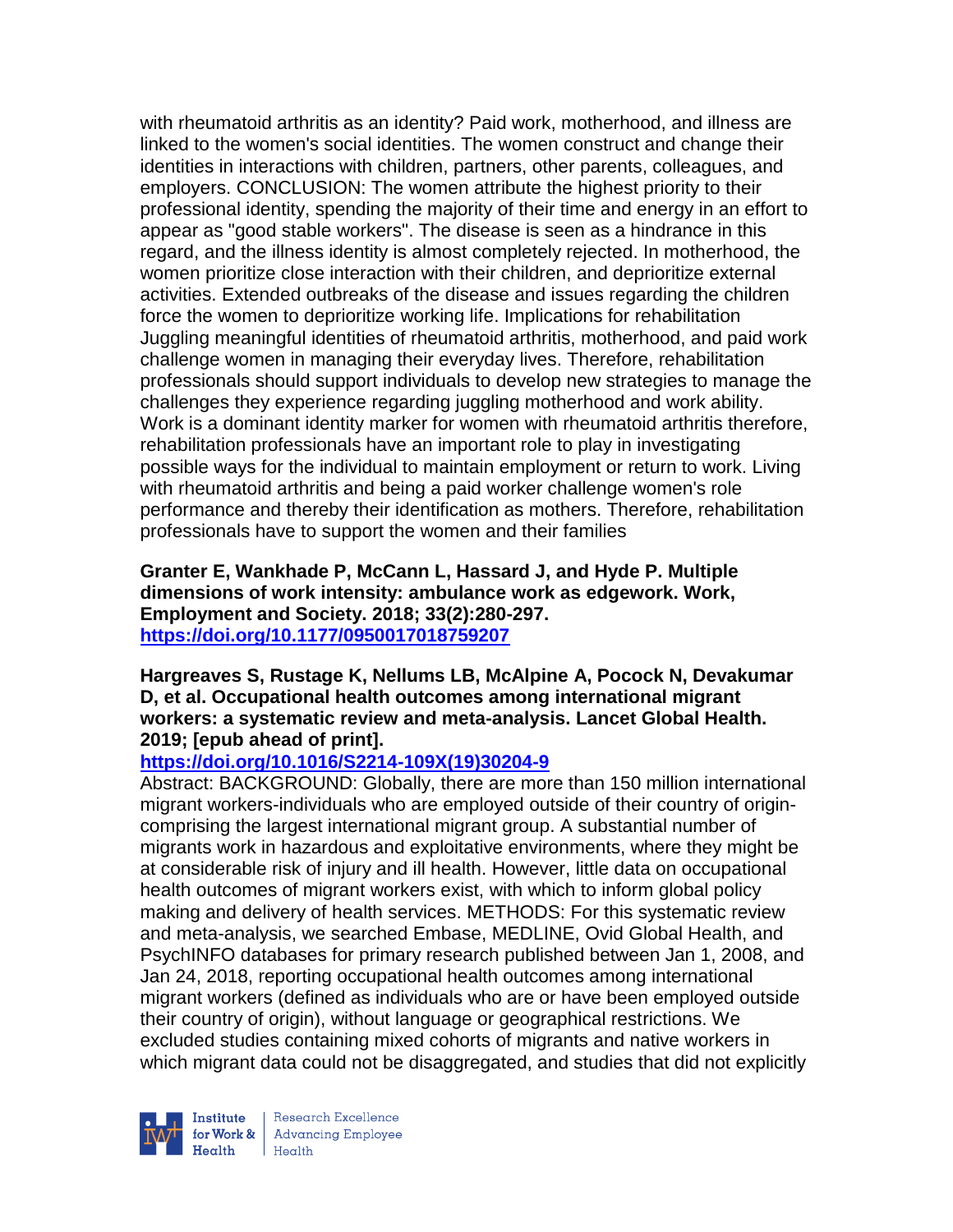with rheumatoid arthritis as an identity? Paid work, motherhood, and illness are linked to the women's social identities. The women construct and change their identities in interactions with children, partners, other parents, colleagues, and employers. CONCLUSION: The women attribute the highest priority to their professional identity, spending the majority of their time and energy in an effort to appear as "good stable workers". The disease is seen as a hindrance in this regard, and the illness identity is almost completely rejected. In motherhood, the women prioritize close interaction with their children, and deprioritize external activities. Extended outbreaks of the disease and issues regarding the children force the women to deprioritize working life. Implications for rehabilitation Juggling meaningful identities of rheumatoid arthritis, motherhood, and paid work challenge women in managing their everyday lives. Therefore, rehabilitation professionals should support individuals to develop new strategies to manage the challenges they experience regarding juggling motherhood and work ability. Work is a dominant identity marker for women with rheumatoid arthritis therefore, rehabilitation professionals have an important role to play in investigating possible ways for the individual to maintain employment or return to work. Living with rheumatoid arthritis and being a paid worker challenge women's role performance and thereby their identification as mothers. Therefore, rehabilitation professionals have to support the women and their families

**Granter E, Wankhade P, McCann L, Hassard J, and Hyde P. Multiple dimensions of work intensity: ambulance work as edgework. Work, Employment and Society. 2018; 33(2):280-297.**
**https://doi.org/10.1177/0950017018759207**

**Hargreaves S, Rustage K, Nellums LB, McAlpine A, Pocock N, Devakumar D, et al. Occupational health outcomes among international migrant workers: a systematic review and meta-analysis. Lancet Global Health. 2019; [epub ahead of print].**
**https://doi.org/10.1016/S2214-109X(19)30204-9**
Abstract: BACKGROUND: Globally, there are more than 150 million international migrant workers-individuals who are employed outside of their country of origin-comprising the largest international migrant group. A substantial number of migrants work in hazardous and exploitative environments, where they might be at considerable risk of injury and ill health. However, little data on occupational health outcomes of migrant workers exist, with which to inform global policy making and delivery of health services. METHODS: For this systematic review and meta-analysis, we searched Embase, MEDLINE, Ovid Global Health, and PsychINFO databases for primary research published between Jan 1, 2008, and Jan 24, 2018, reporting occupational health outcomes among international migrant workers (defined as individuals who are or have been employed outside their country of origin), without language or geographical restrictions. We excluded studies containing mixed cohorts of migrants and native workers in which migrant data could not be disaggregated, and studies that did not explicitly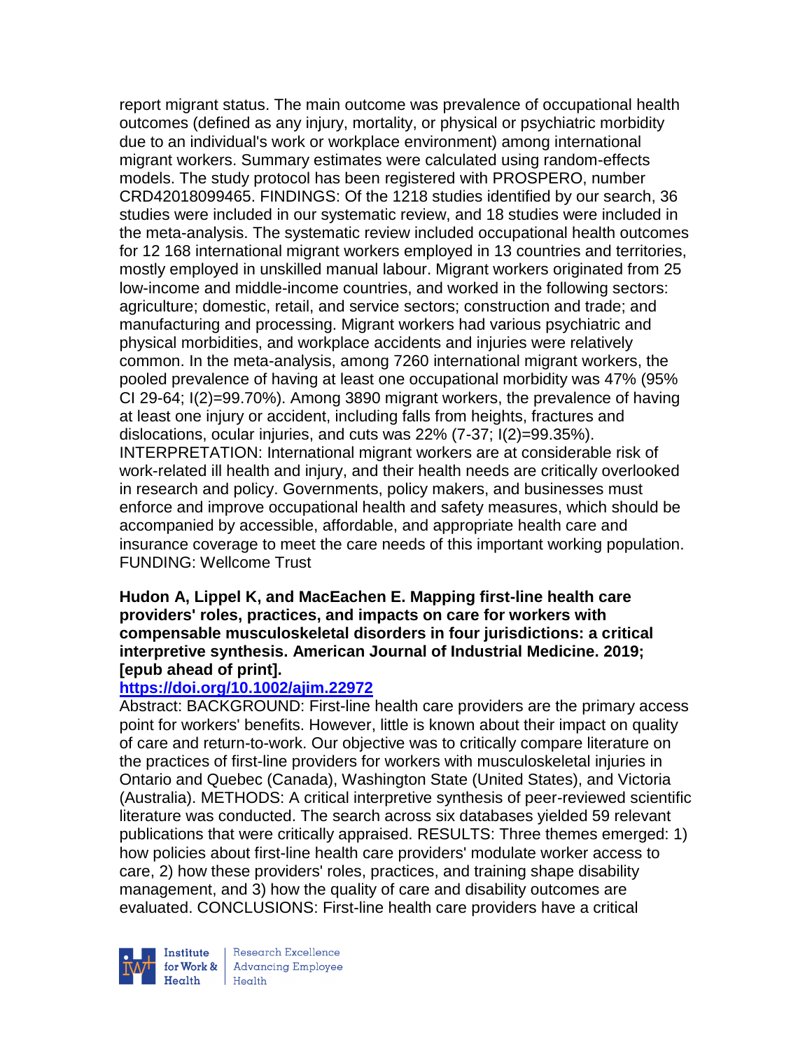report migrant status. The main outcome was prevalence of occupational health outcomes (defined as any injury, mortality, or physical or psychiatric morbidity due to an individual's work or workplace environment) among international migrant workers. Summary estimates were calculated using random-effects models. The study protocol has been registered with PROSPERO, number CRD42018099465. FINDINGS: Of the 1218 studies identified by our search, 36 studies were included in our systematic review, and 18 studies were included in the meta-analysis. The systematic review included occupational health outcomes for 12 168 international migrant workers employed in 13 countries and territories, mostly employed in unskilled manual labour. Migrant workers originated from 25 low-income and middle-income countries, and worked in the following sectors: agriculture; domestic, retail, and service sectors; construction and trade; and manufacturing and processing. Migrant workers had various psychiatric and physical morbidities, and workplace accidents and injuries were relatively common. In the meta-analysis, among 7260 international migrant workers, the pooled prevalence of having at least one occupational morbidity was 47% (95% CI 29-64; I(2)=99.70%). Among 3890 migrant workers, the prevalence of having at least one injury or accident, including falls from heights, fractures and dislocations, ocular injuries, and cuts was 22% (7-37; I(2)=99.35%). INTERPRETATION: International migrant workers are at considerable risk of work-related ill health and injury, and their health needs are critically overlooked in research and policy. Governments, policy makers, and businesses must enforce and improve occupational health and safety measures, which should be accompanied by accessible, affordable, and appropriate health care and insurance coverage to meet the care needs of this important working population. FUNDING: Wellcome Trust

**Hudon A, Lippel K, and MacEachen E. Mapping first-line health care providers' roles, practices, and impacts on care for workers with compensable musculoskeletal disorders in four jurisdictions: a critical interpretive synthesis. American Journal of Industrial Medicine. 2019; [epub ahead of print].**

**https://doi.org/10.1002/ajim.22972**

Abstract: BACKGROUND: First-line health care providers are the primary access point for workers' benefits. However, little is known about their impact on quality of care and return-to-work. Our objective was to critically compare literature on the practices of first-line providers for workers with musculoskeletal injuries in Ontario and Quebec (Canada), Washington State (United States), and Victoria (Australia). METHODS: A critical interpretive synthesis of peer-reviewed scientific literature was conducted. The search across six databases yielded 59 relevant publications that were critically appraised. RESULTS: Three themes emerged: 1) how policies about first-line health care providers' modulate worker access to care, 2) how these providers' roles, practices, and training shape disability management, and 3) how the quality of care and disability outcomes are evaluated. CONCLUSIONS: First-line health care providers have a critical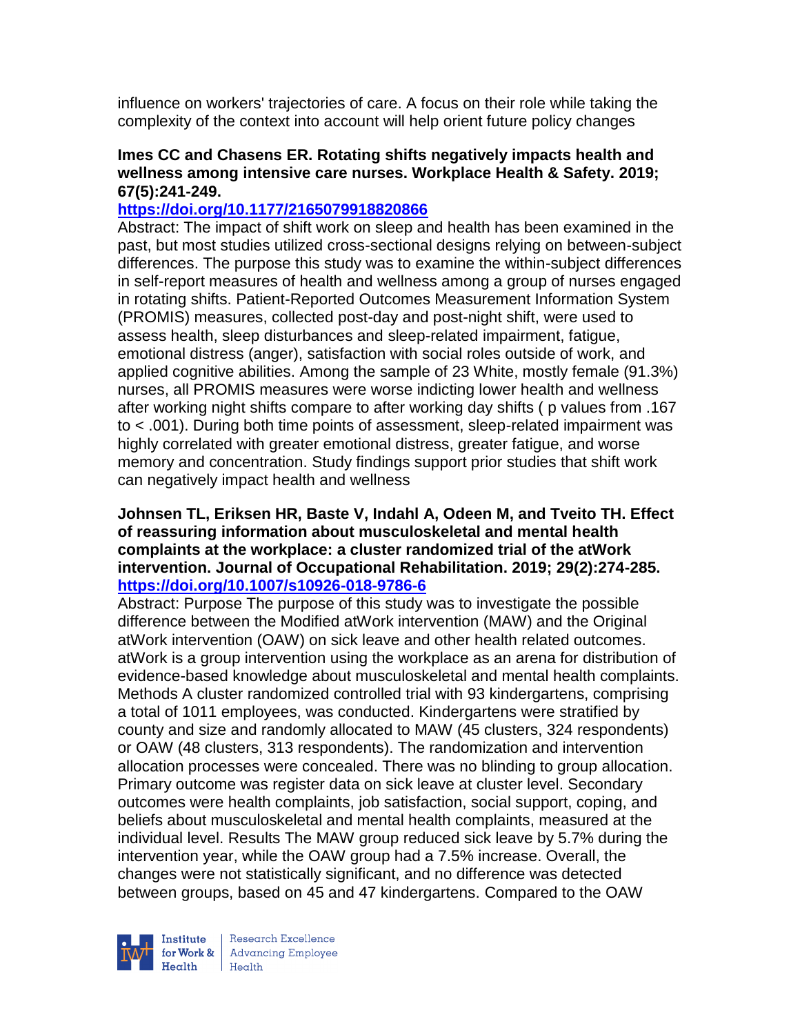influence on workers' trajectories of care. A focus on their role while taking the complexity of the context into account will help orient future policy changes

**Imes CC and Chasens ER. Rotating shifts negatively impacts health and wellness among intensive care nurses. Workplace Health & Safety. 2019; 67(5):241-249.**

**https://doi.org/10.1177/2165079918820866**

Abstract: The impact of shift work on sleep and health has been examined in the past, but most studies utilized cross-sectional designs relying on between-subject differences. The purpose this study was to examine the within-subject differences in self-report measures of health and wellness among a group of nurses engaged in rotating shifts. Patient-Reported Outcomes Measurement Information System (PROMIS) measures, collected post-day and post-night shift, were used to assess health, sleep disturbances and sleep-related impairment, fatigue, emotional distress (anger), satisfaction with social roles outside of work, and applied cognitive abilities. Among the sample of 23 White, mostly female (91.3%) nurses, all PROMIS measures were worse indicting lower health and wellness after working night shifts compare to after working day shifts ( p values from .167 to < .001). During both time points of assessment, sleep-related impairment was highly correlated with greater emotional distress, greater fatigue, and worse memory and concentration. Study findings support prior studies that shift work can negatively impact health and wellness

**Johnsen TL, Eriksen HR, Baste V, Indahl A, Odeen M, and Tveito TH. Effect of reassuring information about musculoskeletal and mental health complaints at the workplace: a cluster randomized trial of the atWork intervention. Journal of Occupational Rehabilitation. 2019; 29(2):274-285.**

**https://doi.org/10.1007/s10926-018-9786-6**

Abstract: Purpose The purpose of this study was to investigate the possible difference between the Modified atWork intervention (MAW) and the Original atWork intervention (OAW) on sick leave and other health related outcomes. atWork is a group intervention using the workplace as an arena for distribution of evidence-based knowledge about musculoskeletal and mental health complaints. Methods A cluster randomized controlled trial with 93 kindergartens, comprising a total of 1011 employees, was conducted. Kindergartens were stratified by county and size and randomly allocated to MAW (45 clusters, 324 respondents) or OAW (48 clusters, 313 respondents). The randomization and intervention allocation processes were concealed. There was no blinding to group allocation. Primary outcome was register data on sick leave at cluster level. Secondary outcomes were health complaints, job satisfaction, social support, coping, and beliefs about musculoskeletal and mental health complaints, measured at the individual level. Results The MAW group reduced sick leave by 5.7% during the intervention year, while the OAW group had a 7.5% increase. Overall, the changes were not statistically significant, and no difference was detected between groups, based on 45 and 47 kindergartens. Compared to the OAW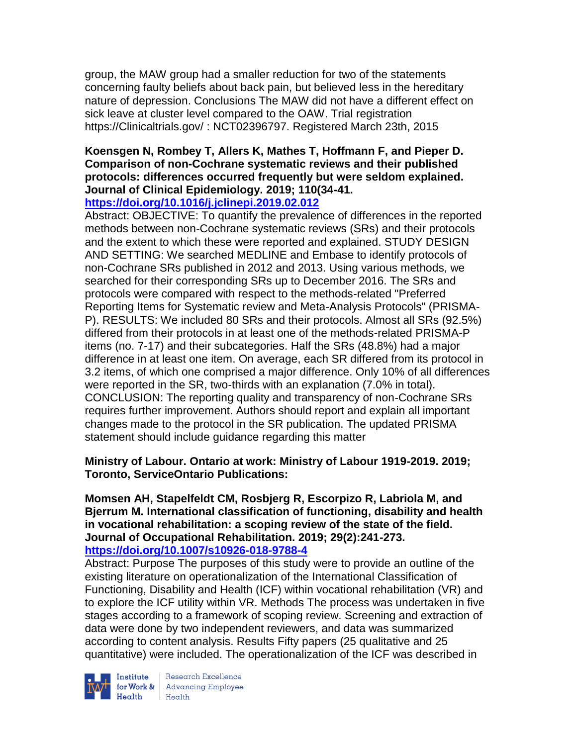group, the MAW group had a smaller reduction for two of the statements concerning faulty beliefs about back pain, but believed less in the hereditary nature of depression. Conclusions The MAW did not have a different effect on sick leave at cluster level compared to the OAW. Trial registration https://Clinicaltrials.gov/ : NCT02396797. Registered March 23th, 2015

**Koensgen N, Rombey T, Allers K, Mathes T, Hoffmann F, and Pieper D. Comparison of non-Cochrane systematic reviews and their published protocols: differences occurred frequently but were seldom explained. Journal of Clinical Epidemiology. 2019; 110(34-41. https://doi.org/10.1016/j.jclinepi.2019.02.012**

Abstract: OBJECTIVE: To quantify the prevalence of differences in the reported methods between non-Cochrane systematic reviews (SRs) and their protocols and the extent to which these were reported and explained. STUDY DESIGN AND SETTING: We searched MEDLINE and Embase to identify protocols of non-Cochrane SRs published in 2012 and 2013. Using various methods, we searched for their corresponding SRs up to December 2016. The SRs and protocols were compared with respect to the methods-related "Preferred Reporting Items for Systematic review and Meta-Analysis Protocols" (PRISMA-P). RESULTS: We included 80 SRs and their protocols. Almost all SRs (92.5%) differed from their protocols in at least one of the methods-related PRISMA-P items (no. 7-17) and their subcategories. Half the SRs (48.8%) had a major difference in at least one item. On average, each SR differed from its protocol in 3.2 items, of which one comprised a major difference. Only 10% of all differences were reported in the SR, two-thirds with an explanation (7.0% in total). CONCLUSION: The reporting quality and transparency of non-Cochrane SRs requires further improvement. Authors should report and explain all important changes made to the protocol in the SR publication. The updated PRISMA statement should include guidance regarding this matter

**Ministry of Labour. Ontario at work: Ministry of Labour 1919-2019. 2019; Toronto, ServiceOntario Publications:**

**Momsen AH, Stapelfeldt CM, Rosbjerg R, Escorpizo R, Labriola M, and Bjerrum M. International classification of functioning, disability and health in vocational rehabilitation: a scoping review of the state of the field. Journal of Occupational Rehabilitation. 2019; 29(2):241-273. https://doi.org/10.1007/s10926-018-9788-4**

Abstract: Purpose The purposes of this study were to provide an outline of the existing literature on operationalization of the International Classification of Functioning, Disability and Health (ICF) within vocational rehabilitation (VR) and to explore the ICF utility within VR. Methods The process was undertaken in five stages according to a framework of scoping review. Screening and extraction of data were done by two independent reviewers, and data was summarized according to content analysis. Results Fifty papers (25 qualitative and 25 quantitative) were included. The operationalization of the ICF was described in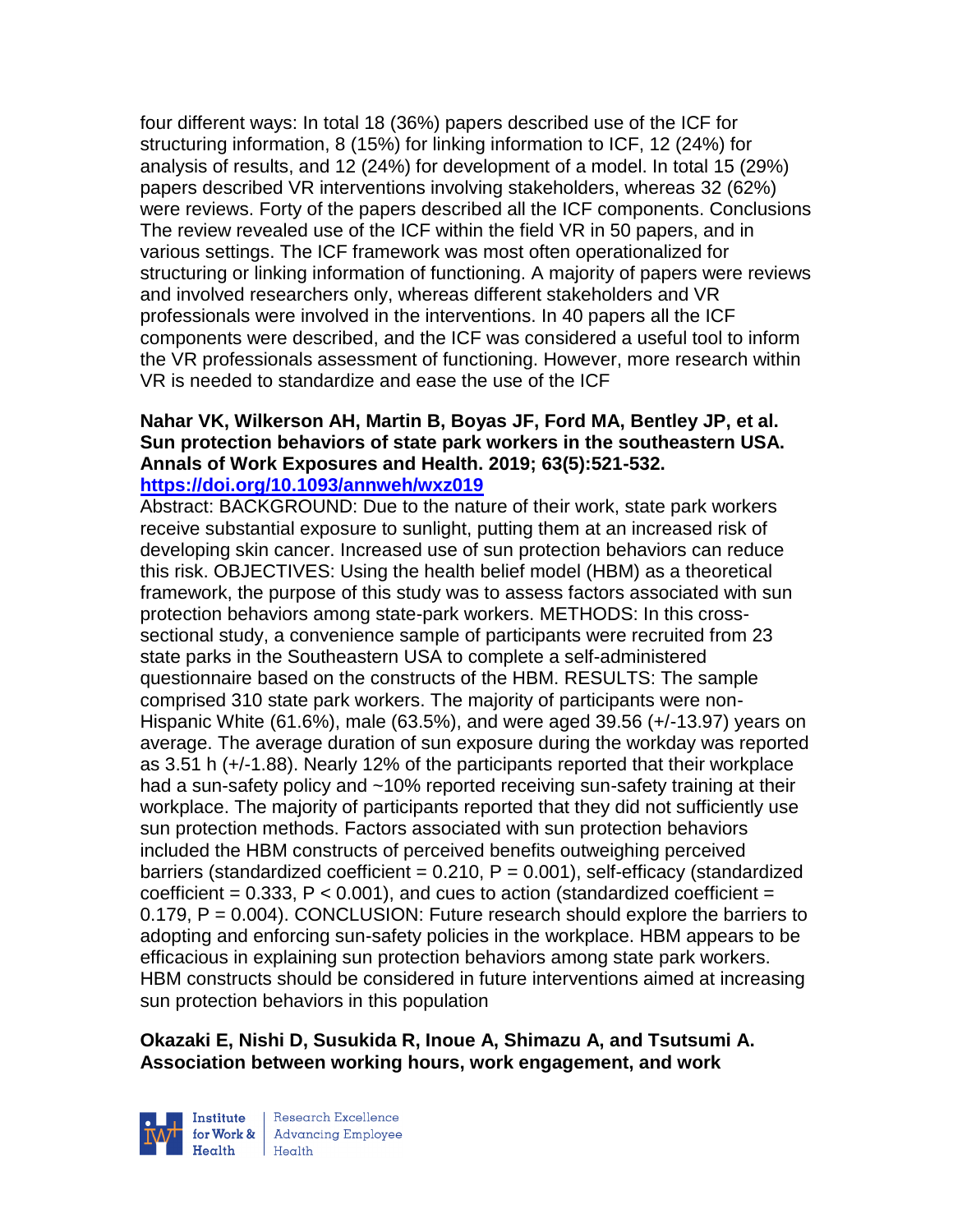four different ways: In total 18 (36%) papers described use of the ICF for structuring information, 8 (15%) for linking information to ICF, 12 (24%) for analysis of results, and 12 (24%) for development of a model. In total 15 (29%) papers described VR interventions involving stakeholders, whereas 32 (62%) were reviews. Forty of the papers described all the ICF components. Conclusions The review revealed use of the ICF within the field VR in 50 papers, and in various settings. The ICF framework was most often operationalized for structuring or linking information of functioning. A majority of papers were reviews and involved researchers only, whereas different stakeholders and VR professionals were involved in the interventions. In 40 papers all the ICF components were described, and the ICF was considered a useful tool to inform the VR professionals assessment of functioning. However, more research within VR is needed to standardize and ease the use of the ICF

**Nahar VK, Wilkerson AH, Martin B, Boyas JF, Ford MA, Bentley JP, et al. Sun protection behaviors of state park workers in the southeastern USA. Annals of Work Exposures and Health. 2019; 63(5):521-532.**
**https://doi.org/10.1093/annweh/wxz019**

Abstract: BACKGROUND: Due to the nature of their work, state park workers receive substantial exposure to sunlight, putting them at an increased risk of developing skin cancer. Increased use of sun protection behaviors can reduce this risk. OBJECTIVES: Using the health belief model (HBM) as a theoretical framework, the purpose of this study was to assess factors associated with sun protection behaviors among state-park workers. METHODS: In this cross-sectional study, a convenience sample of participants were recruited from 23 state parks in the Southeastern USA to complete a self-administered questionnaire based on the constructs of the HBM. RESULTS: The sample comprised 310 state park workers. The majority of participants were non-Hispanic White (61.6%), male (63.5%), and were aged 39.56 (+/-13.97) years on average. The average duration of sun exposure during the workday was reported as 3.51 h (+/-1.88). Nearly 12% of the participants reported that their workplace had a sun-safety policy and ~10% reported receiving sun-safety training at their workplace. The majority of participants reported that they did not sufficiently use sun protection methods. Factors associated with sun protection behaviors included the HBM constructs of perceived benefits outweighing perceived barriers (standardized coefficient = 0.210, P = 0.001), self-efficacy (standardized coefficient = 0.333, P < 0.001), and cues to action (standardized coefficient = 0.179, P = 0.004). CONCLUSION: Future research should explore the barriers to adopting and enforcing sun-safety policies in the workplace. HBM appears to be efficacious in explaining sun protection behaviors among state park workers. HBM constructs should be considered in future interventions aimed at increasing sun protection behaviors in this population

**Okazaki E, Nishi D, Susukida R, Inoue A, Shimazu A, and Tsutsumi A. Association between working hours, work engagement, and work**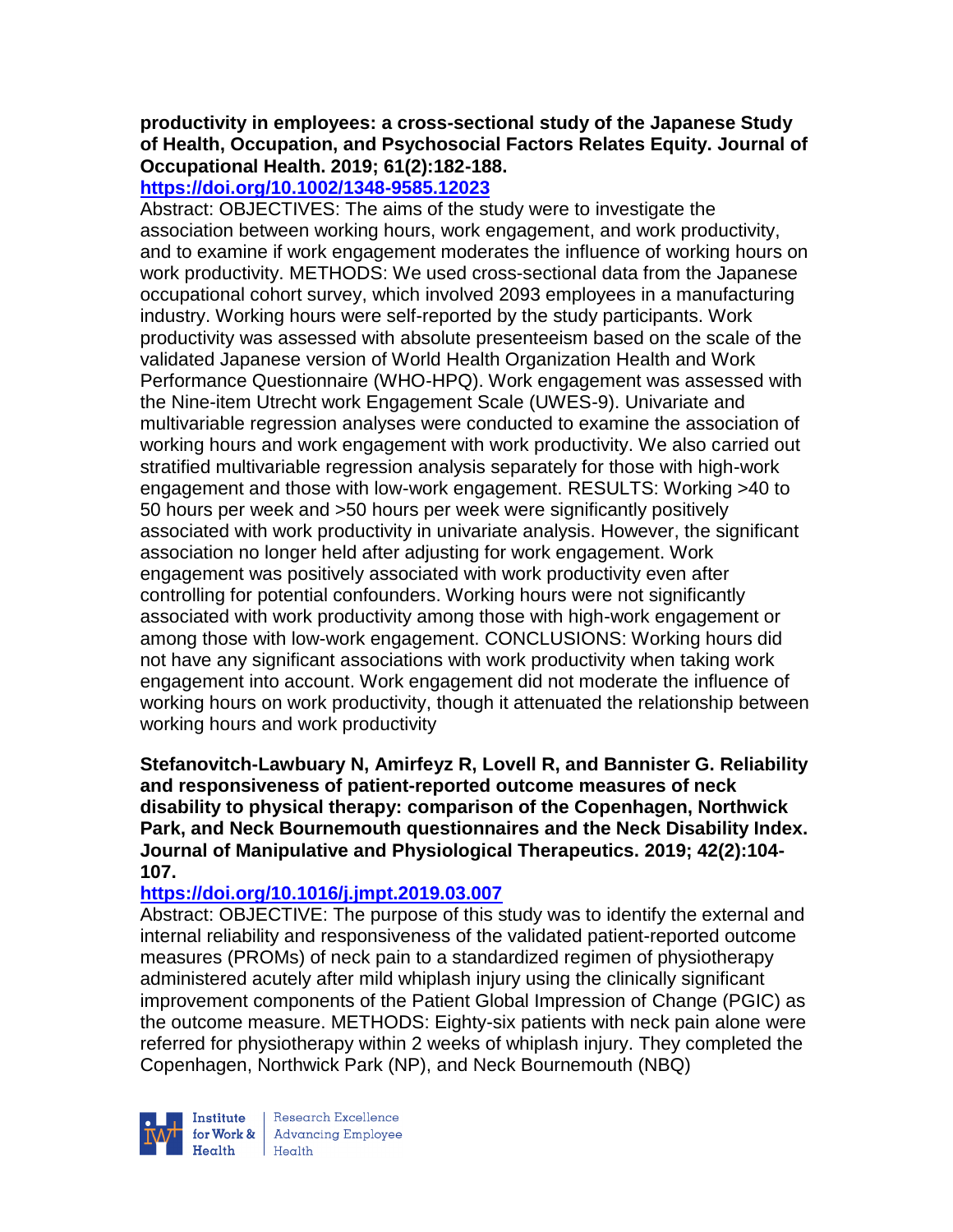**productivity in employees: a cross-sectional study of the Japanese Study of Health, Occupation, and Psychosocial Factors Relates Equity. Journal of Occupational Health. 2019; 61(2):182-188.**
**https://doi.org/10.1002/1348-9585.12023**
Abstract: OBJECTIVES: The aims of the study were to investigate the association between working hours, work engagement, and work productivity, and to examine if work engagement moderates the influence of working hours on work productivity. METHODS: We used cross-sectional data from the Japanese occupational cohort survey, which involved 2093 employees in a manufacturing industry. Working hours were self-reported by the study participants. Work productivity was assessed with absolute presenteeism based on the scale of the validated Japanese version of World Health Organization Health and Work Performance Questionnaire (WHO-HPQ). Work engagement was assessed with the Nine-item Utrecht work Engagement Scale (UWES-9). Univariate and multivariable regression analyses were conducted to examine the association of working hours and work engagement with work productivity. We also carried out stratified multivariable regression analysis separately for those with high-work engagement and those with low-work engagement. RESULTS: Working >40 to 50 hours per week and >50 hours per week were significantly positively associated with work productivity in univariate analysis. However, the significant association no longer held after adjusting for work engagement. Work engagement was positively associated with work productivity even after controlling for potential confounders. Working hours were not significantly associated with work productivity among those with high-work engagement or among those with low-work engagement. CONCLUSIONS: Working hours did not have any significant associations with work productivity when taking work engagement into account. Work engagement did not moderate the influence of working hours on work productivity, though it attenuated the relationship between working hours and work productivity

**Stefanovitch-Lawbuary N, Amirfeyz R, Lovell R, and Bannister G. Reliability and responsiveness of patient-reported outcome measures of neck disability to physical therapy: comparison of the Copenhagen, Northwick Park, and Neck Bournemouth questionnaires and the Neck Disability Index. Journal of Manipulative and Physiological Therapeutics. 2019; 42(2):104-107.**
**https://doi.org/10.1016/j.jmpt.2019.03.007**
Abstract: OBJECTIVE: The purpose of this study was to identify the external and internal reliability and responsiveness of the validated patient-reported outcome measures (PROMs) of neck pain to a standardized regimen of physiotherapy administered acutely after mild whiplash injury using the clinically significant improvement components of the Patient Global Impression of Change (PGIC) as the outcome measure. METHODS: Eighty-six patients with neck pain alone were referred for physiotherapy within 2 weeks of whiplash injury. They completed the Copenhagen, Northwick Park (NP), and Neck Bournemouth (NBQ)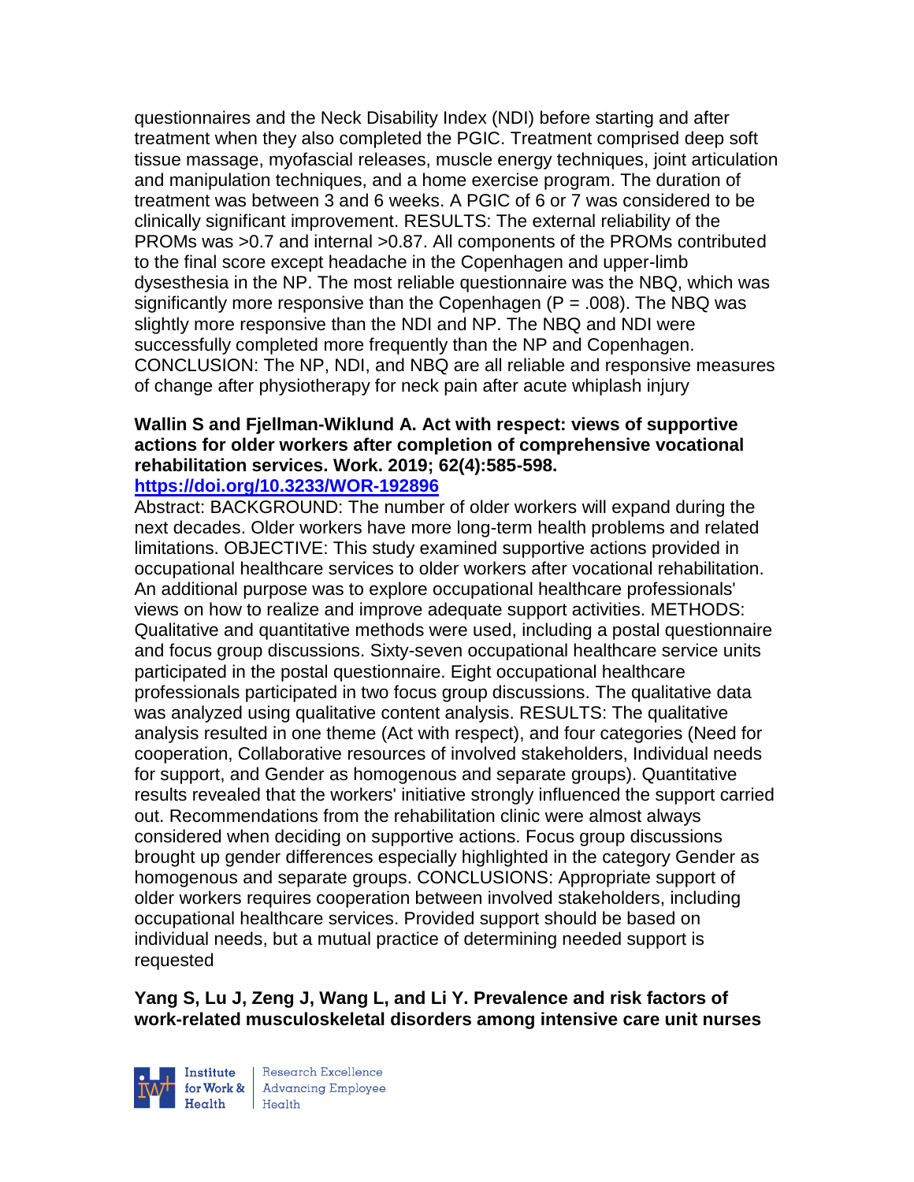questionnaires and the Neck Disability Index (NDI) before starting and after treatment when they also completed the PGIC. Treatment comprised deep soft tissue massage, myofascial releases, muscle energy techniques, joint articulation and manipulation techniques, and a home exercise program. The duration of treatment was between 3 and 6 weeks. A PGIC of 6 or 7 was considered to be clinically significant improvement. RESULTS: The external reliability of the PROMs was >0.7 and internal >0.87. All components of the PROMs contributed to the final score except headache in the Copenhagen and upper-limb dysesthesia in the NP. The most reliable questionnaire was the NBQ, which was significantly more responsive than the Copenhagen (P = .008). The NBQ was slightly more responsive than the NDI and NP. The NBQ and NDI were successfully completed more frequently than the NP and Copenhagen. CONCLUSION: The NP, NDI, and NBQ are all reliable and responsive measures of change after physiotherapy for neck pain after acute whiplash injury

**Wallin S and Fjellman-Wiklund A. Act with respect: views of supportive actions for older workers after completion of comprehensive vocational rehabilitation services. Work. 2019; 62(4):585-598.**
**https://doi.org/10.3233/WOR-192896**

Abstract: BACKGROUND: The number of older workers will expand during the next decades. Older workers have more long-term health problems and related limitations. OBJECTIVE: This study examined supportive actions provided in occupational healthcare services to older workers after vocational rehabilitation. An additional purpose was to explore occupational healthcare professionals' views on how to realize and improve adequate support activities. METHODS: Qualitative and quantitative methods were used, including a postal questionnaire and focus group discussions. Sixty-seven occupational healthcare service units participated in the postal questionnaire. Eight occupational healthcare professionals participated in two focus group discussions. The qualitative data was analyzed using qualitative content analysis. RESULTS: The qualitative analysis resulted in one theme (Act with respect), and four categories (Need for cooperation, Collaborative resources of involved stakeholders, Individual needs for support, and Gender as homogenous and separate groups). Quantitative results revealed that the workers' initiative strongly influenced the support carried out. Recommendations from the rehabilitation clinic were almost always considered when deciding on supportive actions. Focus group discussions brought up gender differences especially highlighted in the category Gender as homogenous and separate groups. CONCLUSIONS: Appropriate support of older workers requires cooperation between involved stakeholders, including occupational healthcare services. Provided support should be based on individual needs, but a mutual practice of determining needed support is requested

**Yang S, Lu J, Zeng J, Wang L, and Li Y. Prevalence and risk factors of work-related musculoskeletal disorders among intensive care unit nurses**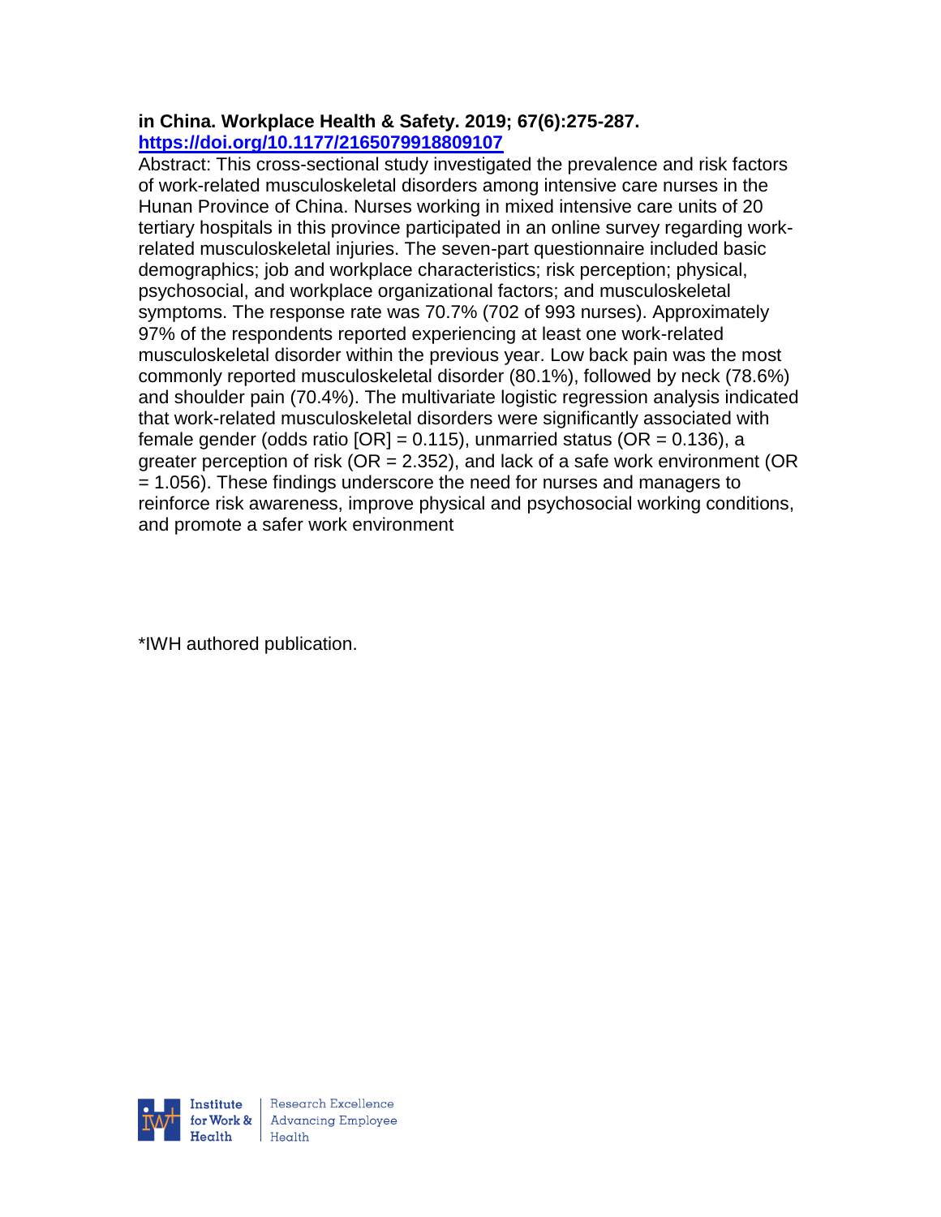**in China. Workplace Health & Safety. 2019; 67(6):275-287.**
**https://doi.org/10.1177/2165079918809107**

Abstract: This cross-sectional study investigated the prevalence and risk factors of work-related musculoskeletal disorders among intensive care nurses in the Hunan Province of China. Nurses working in mixed intensive care units of 20 tertiary hospitals in this province participated in an online survey regarding work-related musculoskeletal injuries. The seven-part questionnaire included basic demographics; job and workplace characteristics; risk perception; physical, psychosocial, and workplace organizational factors; and musculoskeletal symptoms. The response rate was 70.7% (702 of 993 nurses). Approximately 97% of the respondents reported experiencing at least one work-related musculoskeletal disorder within the previous year. Low back pain was the most commonly reported musculoskeletal disorder (80.1%), followed by neck (78.6%) and shoulder pain (70.4%). The multivariate logistic regression analysis indicated that work-related musculoskeletal disorders were significantly associated with female gender (odds ratio [OR] = 0.115), unmarried status (OR = 0.136), a greater perception of risk (OR = 2.352), and lack of a safe work environment (OR = 1.056). These findings underscore the need for nurses and managers to reinforce risk awareness, improve physical and psychosocial working conditions, and promote a safer work environment

*IWH authored publication.